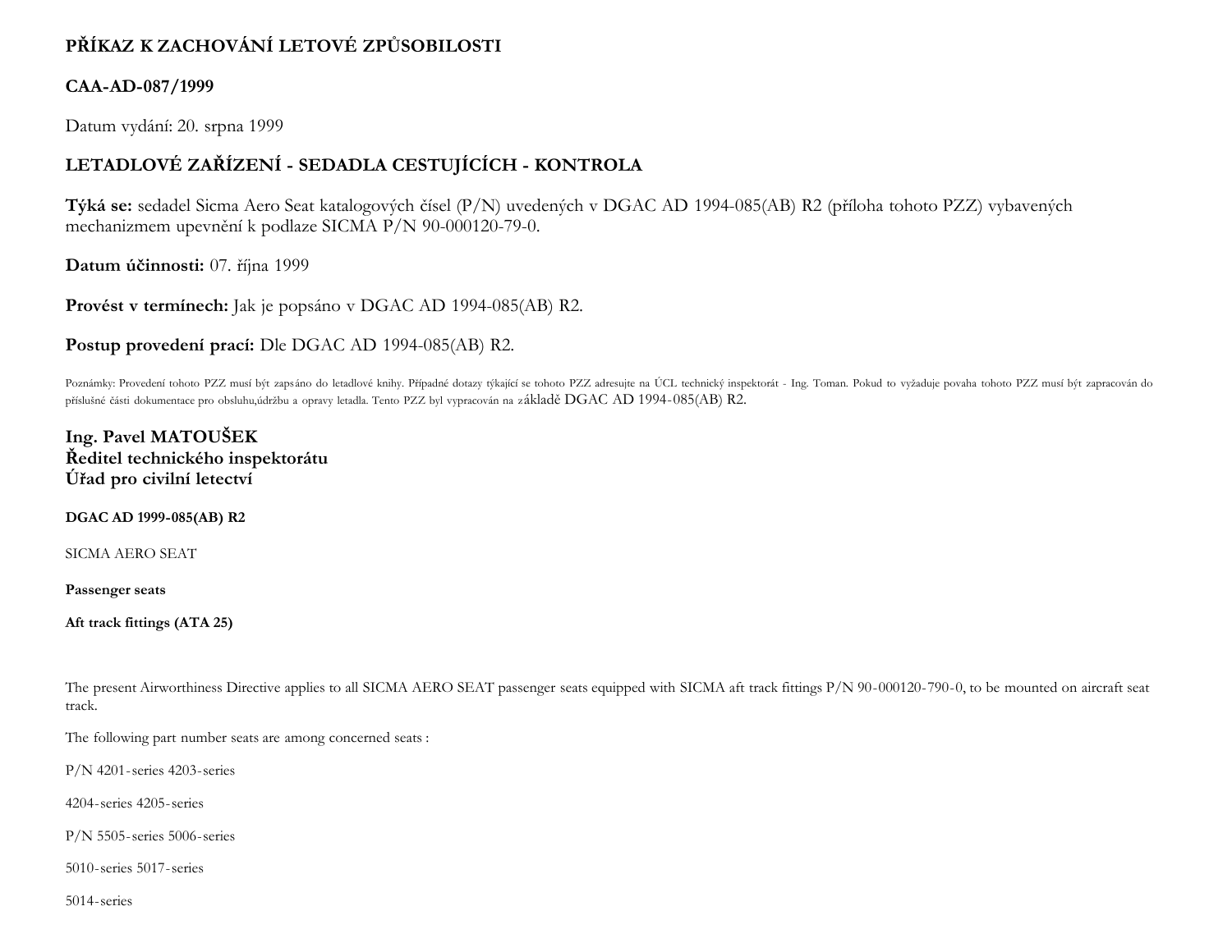**PŘÍKAZ K ZACHOVÁNÍ LETOVÉ ZPŮSOBILOSTI**

**CAA-AD-087/1999**

Datum vydání: 20. srpna 1999

**LETADLOVÉ ZAŘÍZENÍ - SEDADLA CESTUJÍCÍCH - KONTROLA**

**Týká se:** sedadel Sicma Aero Seat katalogových čísel (P/N) uvedených v DGAC AD 1994-085(AB) R2 (příloha tohoto PZZ) vybavených mechanizmem upevnění k podlaze SICMA P/N 90-000120-79-0.

**Datum účinnosti:** 07. října 1999

**Provést v termínech:** Jak je popsáno v DGAC AD 1994-085(AB) R2.

**Postup provedení prací:** Dle DGAC AD 1994-085(AB) R2.

Poznámky: Provedení tohoto PZZ musí být zapsáno do letadlové knihy. Případné dotazy týkající se tohoto PZZ adresujte na ÚCL technický inspektorát - Ing. Toman. Pokud to vyžaduje povaha tohoto PZZ musí být zapracován do příslušné části dokumentace pro obsluhu,údržbu a opravy letadla. Tento PZZ byl vypracován na základě DGAC AD 1994-085(AB) R2.

**Ing. Pavel MATOUŠEK**
**Ředitel technického inspektorátu**
**Úřad pro civilní letectví**

**DGAC AD 1999-085(AB) R2**

SICMA AERO SEAT

**Passenger seats**

**Aft track fittings (ATA 25)**

The present Airworthiness Directive applies to all SICMA AERO SEAT passenger seats equipped with SICMA aft track fittings P/N 90-000120-790-0, to be mounted on aircraft seat track.

The following part number seats are among concerned seats :

P/N 4201-series 4203-series

4204-series 4205-series

P/N 5505-series 5006-series

5010-series 5017-series

5014-series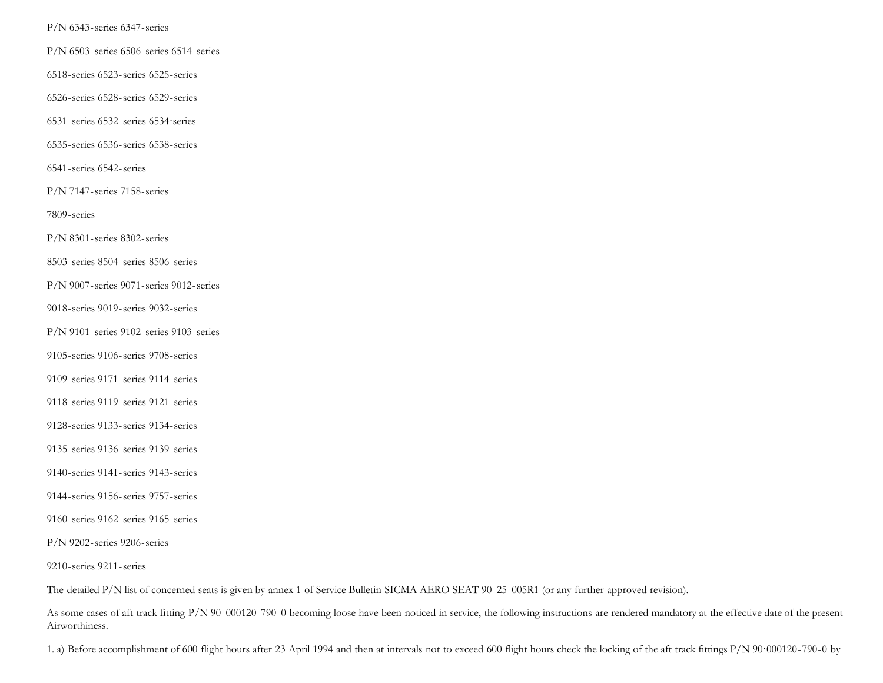P/N 6343-series 6347-series

P/N 6503-series 6506-series 6514-series

6518-series 6523-series 6525-series

6526-series 6528-series 6529-series

6531-series 6532-series 6534·series

6535-series 6536-series 6538-series

6541-series 6542-series

P/N 7147-series 7158-series

7809-series

P/N 8301-series 8302-series

8503-series 8504-series 8506-series

P/N 9007-series 9071-series 9012-series

9018-series 9019-series 9032-series

P/N 9101-series 9102-series 9103-series

9105-series 9106-series 9708-series

9109-series 9171-series 9114-series

9118-series 9119-series 9121-series

9128-series 9133-series 9134-series

9135-series 9136-series 9139-series

9140-series 9141-series 9143-series

9144-series 9156-series 9757-series

9160-series 9162-series 9165-series

P/N 9202-series 9206-series

9210-series 9211-series

The detailed P/N list of concerned seats is given by annex 1 of Service Bulletin SICMA AERO SEAT 90-25-005R1 (or any further approved revision).

As some cases of aft track fitting P/N 90-000120-790-0 becoming loose have been noticed in service, the following instructions are rendered mandatory at the effective date of the present Airworthiness.

1. a) Before accomplishment of 600 flight hours after 23 April 1994 and then at intervals not to exceed 600 flight hours check the locking of the aft track fittings P/N 90·000120-790-0 by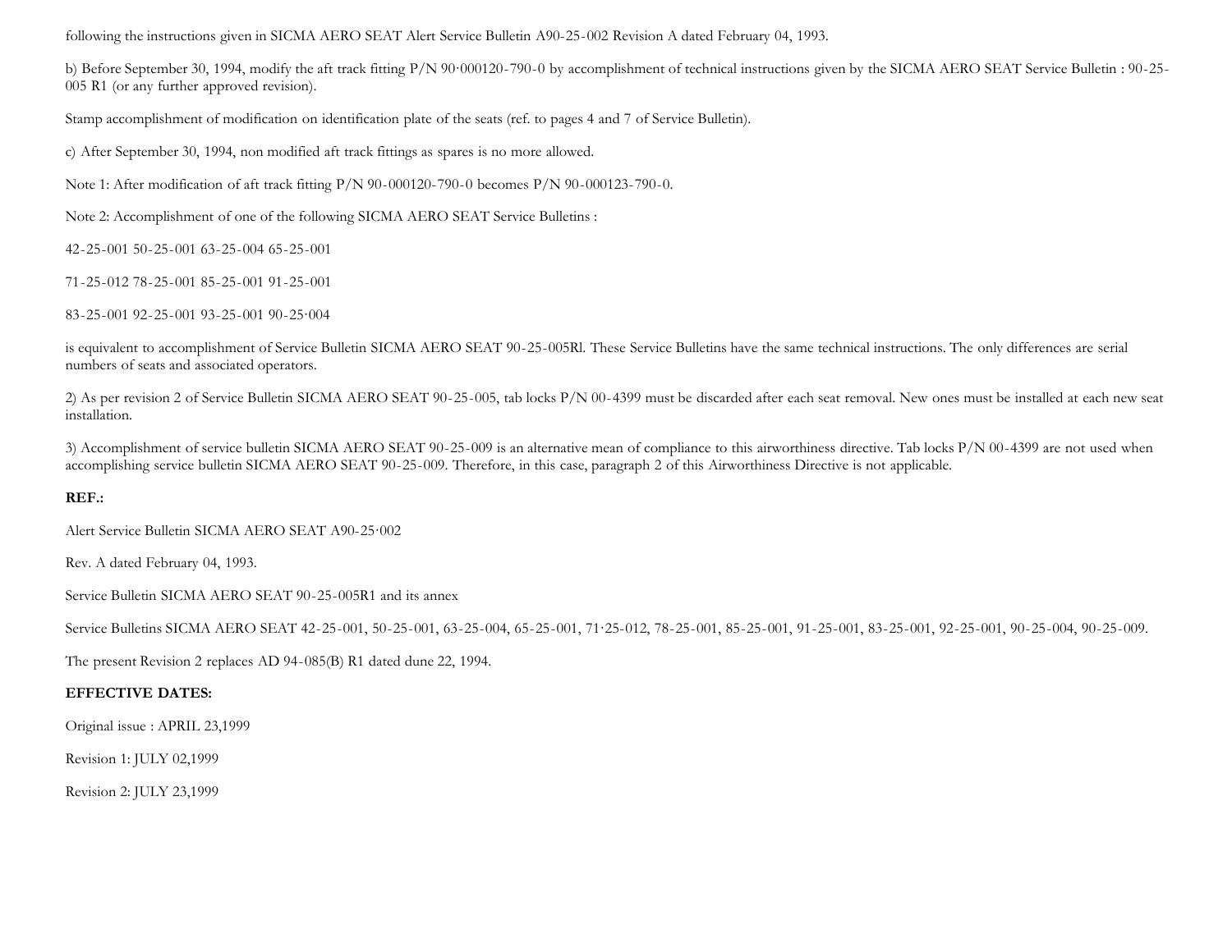following the instructions given in SICMA AERO SEAT Alert Service Bulletin A90-25-002 Revision A dated February 04, 1993.

b) Before September 30, 1994, modify the aft track fitting P/N 90·000120-790-0 by accomplishment of technical instructions given by the SICMA AERO SEAT Service Bulletin : 90-25-005 R1 (or any further approved revision).

Stamp accomplishment of modification on identification plate of the seats (ref. to pages 4 and 7 of Service Bulletin).

c) After September 30, 1994, non modified aft track fittings as spares is no more allowed.

Note 1: After modification of aft track fitting P/N 90-000120-790-0 becomes P/N 90-000123-790-0.

Note 2: Accomplishment of one of the following SICMA AERO SEAT Service Bulletins :

42-25-001 50-25-001 63-25-004 65-25-001

71-25-012 78-25-001 85-25-001 91-25-001

83-25-001 92-25-001 93-25-001 90-25·004

is equivalent to accomplishment of Service Bulletin SICMA AERO SEAT 90-25-005Rl. These Service Bulletins have the same technical instructions. The only differences are serial numbers of seats and associated operators.

2) As per revision 2 of Service Bulletin SICMA AERO SEAT 90-25-005, tab locks P/N 00-4399 must be discarded after each seat removal. New ones must be installed at each new seat installation.

3) Accomplishment of service bulletin SICMA AERO SEAT 90-25-009 is an alternative mean of compliance to this airworthiness directive. Tab locks P/N 00-4399 are not used when accomplishing service bulletin SICMA AERO SEAT 90-25-009. Therefore, in this case, paragraph 2 of this Airworthiness Directive is not applicable.

**REF.:**

Alert Service Bulletin SICMA AERO SEAT A90-25·002

Rev. A dated February 04, 1993.

Service Bulletin SICMA AERO SEAT 90-25-005R1 and its annex

Service Bulletins SICMA AERO SEAT 42-25-001, 50-25-001, 63-25-004, 65-25-001, 71·25-012, 78-25-001, 85-25-001, 91-25-001, 83-25-001, 92-25-001, 90-25-004, 90-25-009.

The present Revision 2 replaces AD 94-085(B) R1 dated dune 22, 1994.

**EFFECTIVE DATES:**

Original issue : APRIL 23,1999

Revision 1: JULY 02,1999

Revision 2: JULY 23,1999